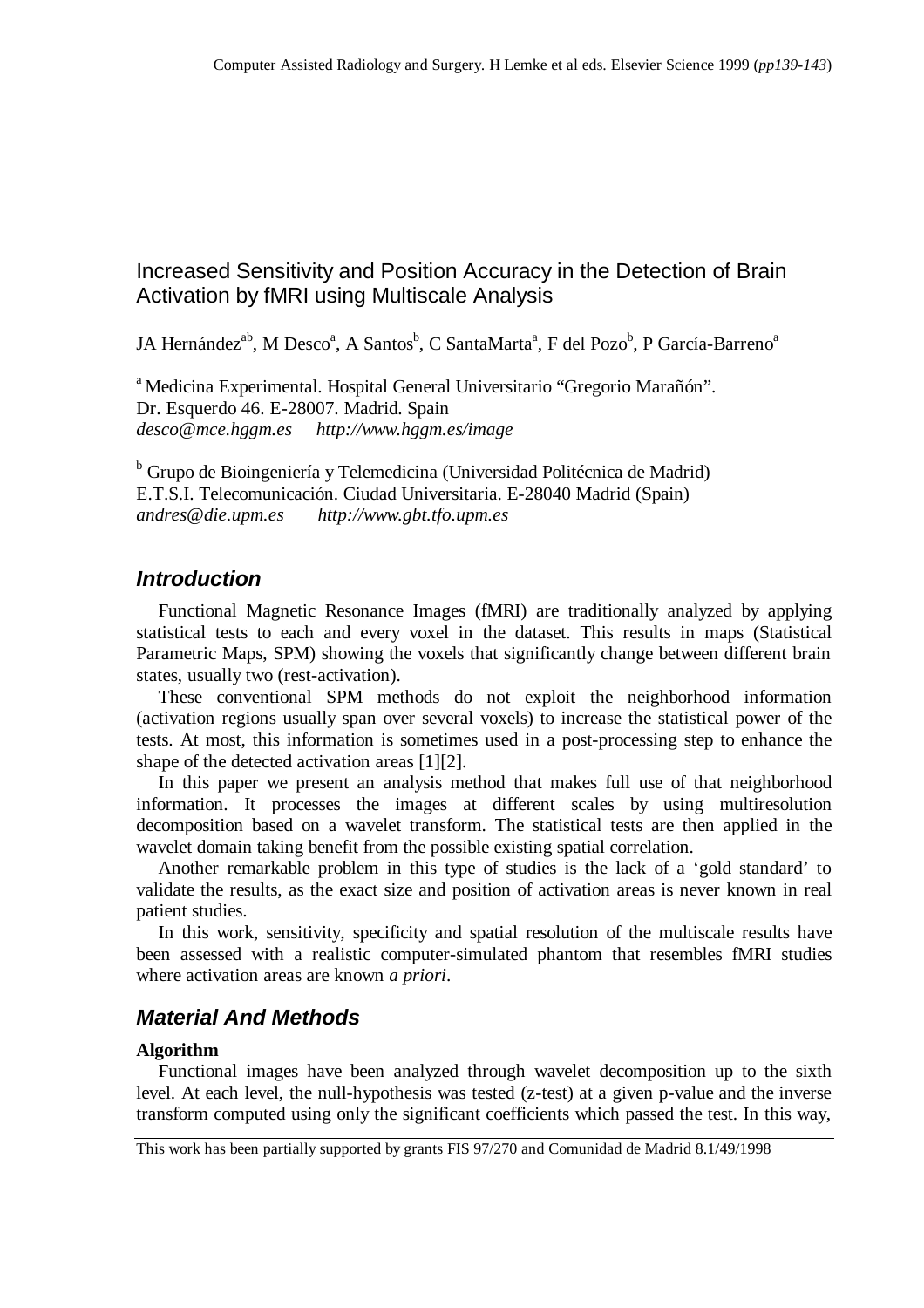# Increased Sensitivity and Position Accuracy in the Detection of Brain Activation by fMRI using Multiscale Analysis

JA Hernández[ab], M Desco[a], A Santos[b], C SantaMarta[a], F del Pozo[b], P García-Barreno[a]

[a] Medicina Experimental. Hospital General Universitario "Gregorio Marañón". Dr. Esquerdo 46. E-28007. Madrid. Spain
*desco@mce.hggm.es* *http://www.hggm.es/image*

[b] Grupo de Bioingeniería y Telemedicina (Universidad Politécnica de Madrid) E.T.S.I. Telecomunicación. Ciudad Universitaria. E-28040 Madrid (Spain)
*andres@die.upm.es* *http://www.gbt.tfo.upm.es*

## Introduction

Functional Magnetic Resonance Images (fMRI) are traditionally analyzed by applying statistical tests to each and every voxel in the dataset. This results in maps (Statistical Parametric Maps, SPM) showing the voxels that significantly change between different brain states, usually two (rest-activation).

These conventional SPM methods do not exploit the neighborhood information (activation regions usually span over several voxels) to increase the statistical power of the tests. At most, this information is sometimes used in a post-processing step to enhance the shape of the detected activation areas [1][2].

In this paper we present an analysis method that makes full use of that neighborhood information. It processes the images at different scales by using multiresolution decomposition based on a wavelet transform. The statistical tests are then applied in the wavelet domain taking benefit from the possible existing spatial correlation.

Another remarkable problem in this type of studies is the lack of a 'gold standard' to validate the results, as the exact size and position of activation areas is never known in real patient studies.

In this work, sensitivity, specificity and spatial resolution of the multiscale results have been assessed with a realistic computer-simulated phantom that resembles fMRI studies where activation areas are known *a priori*.

## Material And Methods

### Algorithm

Functional images have been analyzed through wavelet decomposition up to the sixth level. At each level, the null-hypothesis was tested (z-test) at a given p-value and the inverse transform computed using only the significant coefficients which passed the test. In this way,

This work has been partially supported by grants FIS 97/270 and Comunidad de Madrid 8.1/49/1998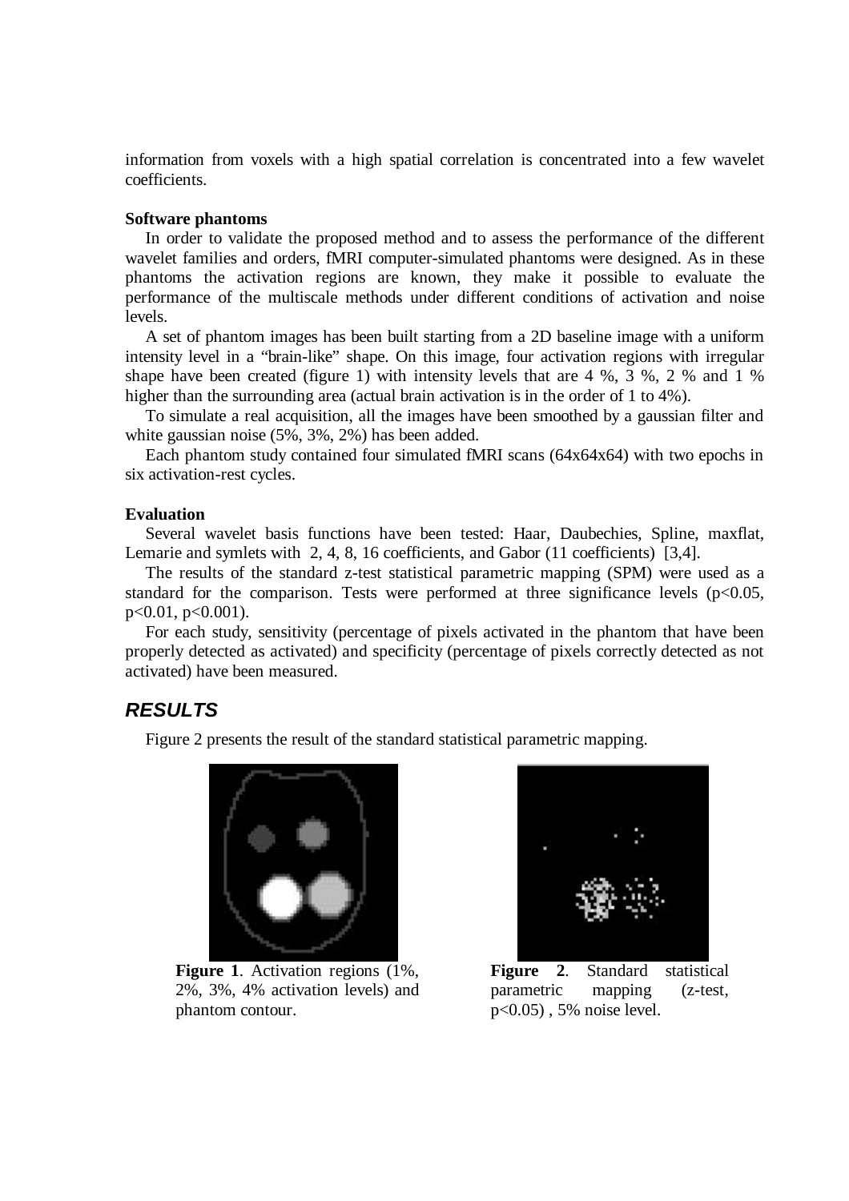information from voxels with a high spatial correlation is concentrated into a few wavelet coefficients.

**Software phantoms**

In order to validate the proposed method and to assess the performance of the different wavelet families and orders, fMRI computer-simulated phantoms were designed. As in these phantoms the activation regions are known, they make it possible to evaluate the performance of the multiscale methods under different conditions of activation and noise levels.

A set of phantom images has been built starting from a 2D baseline image with a uniform intensity level in a "brain-like" shape. On this image, four activation regions with irregular shape have been created (figure 1) with intensity levels that are 4 %, 3 %, 2 % and 1 % higher than the surrounding area (actual brain activation is in the order of 1 to 4%).

To simulate a real acquisition, all the images have been smoothed by a gaussian filter and white gaussian noise (5%, 3%, 2%) has been added.

Each phantom study contained four simulated fMRI scans (64x64x64) with two epochs in six activation-rest cycles.

**Evaluation**

Several wavelet basis functions have been tested: Haar, Daubechies, Spline, maxflat, Lemarie and symlets with 2, 4, 8, 16 coefficients, and Gabor (11 coefficients) [3,4].

The results of the standard z-test statistical parametric mapping (SPM) were used as a standard for the comparison. Tests were performed at three significance levels ($p<0.05$, $p<0.01$, $p<0.001$).

For each study, sensitivity (percentage of pixels activated in the phantom that have been properly detected as activated) and specificity (percentage of pixels correctly detected as not activated) have been measured.

## RESULTS

Figure 2 presents the result of the standard statistical parametric mapping.

**Figure 1**. Activation regions (1%, 2%, 3%, 4% activation levels) and phantom contour.

**Figure 2**. Standard statistical parametric mapping (z-test, $p<0.05$) , 5% noise level.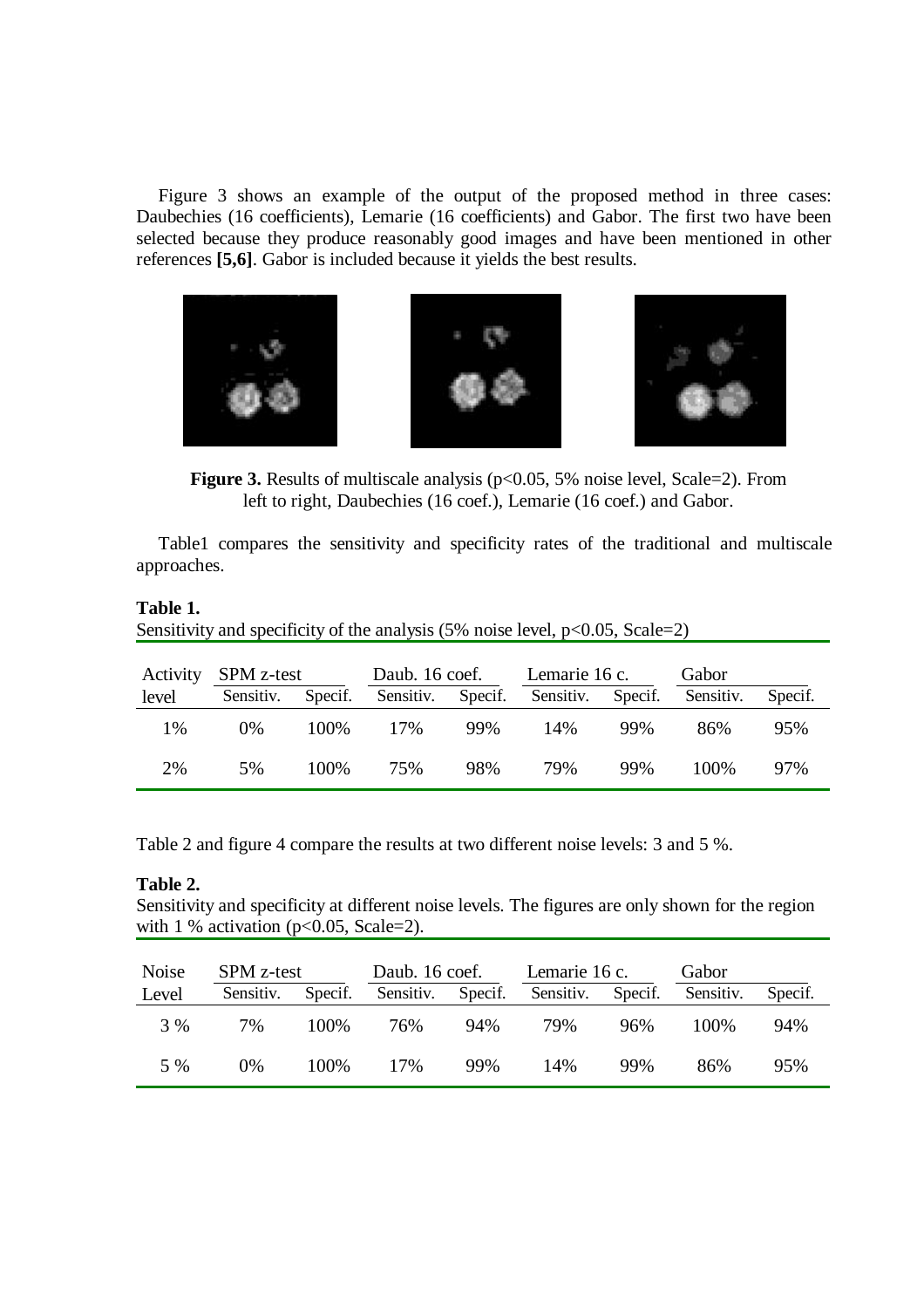Figure 3 shows an example of the output of the proposed method in three cases: Daubechies (16 coefficients), Lemarie (16 coefficients) and Gabor. The first two have been selected because they produce reasonably good images and have been mentioned in other references **[5,6]**. Gabor is included because it yields the best results.

**Figure 3.** Results of multiscale analysis ($p<0.05$, 5% noise level, Scale=2). From left to right, Daubechies (16 coef.), Lemarie (16 coef.) and Gabor.

Table1 compares the sensitivity and specificity rates of the traditional and multiscale approaches.

**Table 1.**
Sensitivity and specificity of the analysis (5% noise level, $p<0.05$, Scale=2)

| Activity level | SPM z-test | | Daub. 16 coef. | | Lemarie 16 c. | | Gabor | |
|---|---|---|---|---|---|---|---|---|
| | Sensitiv. | Specif. | Sensitiv. | Specif. | Sensitiv. | Specif. | Sensitiv. | Specif. |
| 1% | 0% | 100% | 17% | 99% | 14% | 99% | 86% | 95% |
| 2% | 5% | 100% | 75% | 98% | 79% | 99% | 100% | 97% |

Table 2 and figure 4 compare the results at two different noise levels: 3 and 5 %.

**Table 2.**
Sensitivity and specificity at different noise levels. The figures are only shown for the region with 1 % activation ($p<0.05$, Scale=2).

| Noise Level | SPM z-test | | Daub. 16 coef. | | Lemarie 16 c. | | Gabor | |
|---|---|---|---|---|---|---|---|---|
| | Sensitiv. | Specif. | Sensitiv. | Specif. | Sensitiv. | Specif. | Sensitiv. | Specif. |
| 3 % | 7% | 100% | 76% | 94% | 79% | 96% | 100% | 94% |
| 5 % | 0% | 100% | 17% | 99% | 14% | 99% | 86% | 95% |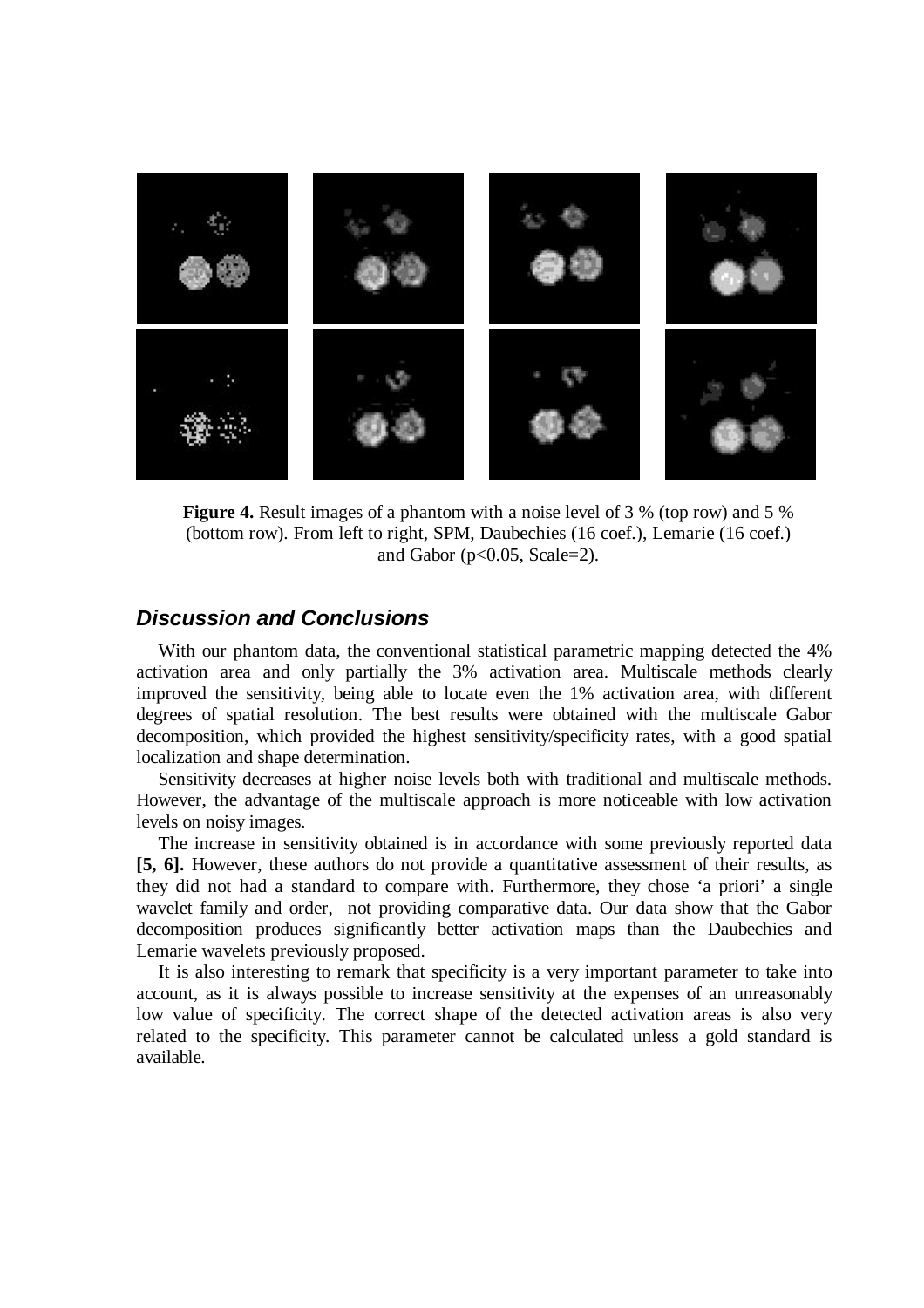**Figure 4.** Result images of a phantom with a noise level of 3 % (top row) and 5 % (bottom row). From left to right, SPM, Daubechies (16 coef.), Lemarie (16 coef.) and Gabor ($p<0.05$, Scale=2).

## *Discussion and Conclusions*

With our phantom data, the conventional statistical parametric mapping detected the 4% activation area and only partially the 3% activation area. Multiscale methods clearly improved the sensitivity, being able to locate even the 1% activation area, with different degrees of spatial resolution. The best results were obtained with the multiscale Gabor decomposition, which provided the highest sensitivity/specificity rates, with a good spatial localization and shape determination.

Sensitivity decreases at higher noise levels both with traditional and multiscale methods. However, the advantage of the multiscale approach is more noticeable with low activation levels on noisy images.

The increase in sensitivity obtained is in accordance with some previously reported data **[5, 6].** However, these authors do not provide a quantitative assessment of their results, as they did not had a standard to compare with. Furthermore, they chose 'a priori' a single wavelet family and order, not providing comparative data. Our data show that the Gabor decomposition produces significantly better activation maps than the Daubechies and Lemarie wavelets previously proposed.

It is also interesting to remark that specificity is a very important parameter to take into account, as it is always possible to increase sensitivity at the expenses of an unreasonably low value of specificity. The correct shape of the detected activation areas is also very related to the specificity. This parameter cannot be calculated unless a gold standard is available.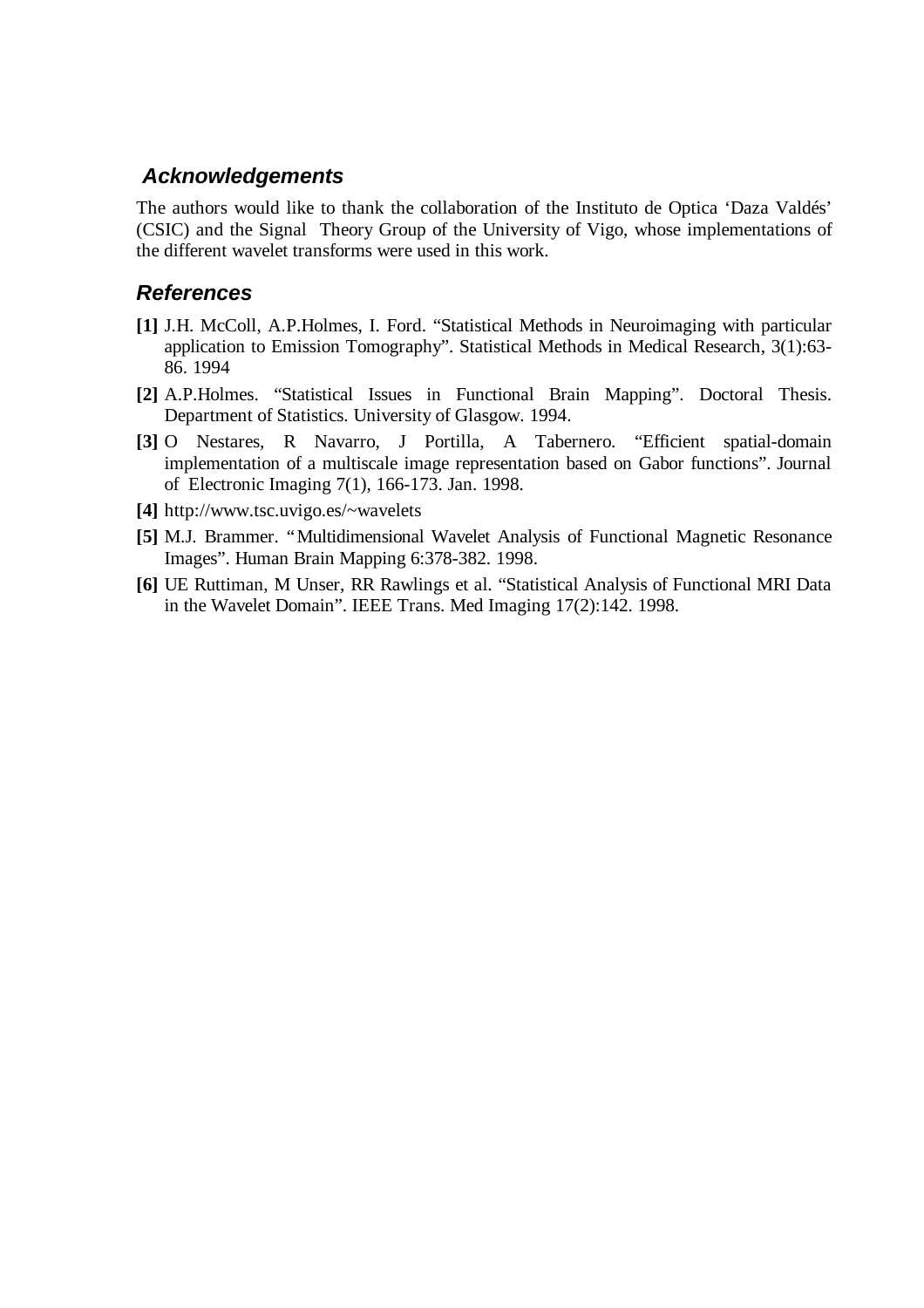## *Acknowledgements*

The authors would like to thank the collaboration of the Instituto de Optica 'Daza Valdés' (CSIC) and the Signal Theory Group of the University of Vigo, whose implementations of the different wavelet transforms were used in this work.

## *References*

**[1]** J.H. McColl, A.P.Holmes, I. Ford. "Statistical Methods in Neuroimaging with particular application to Emission Tomography". Statistical Methods in Medical Research, 3(1):63-86. 1994

**[2]** A.P.Holmes. "Statistical Issues in Functional Brain Mapping". Doctoral Thesis. Department of Statistics. University of Glasgow. 1994.

**[3]** O Nestares, R Navarro, J Portilla, A Tabernero. "Efficient spatial-domain implementation of a multiscale image representation based on Gabor functions". Journal of Electronic Imaging 7(1), 166-173. Jan. 1998.

**[4]** http://www.tsc.uvigo.es/~wavelets

**[5]** M.J. Brammer. "Multidimensional Wavelet Analysis of Functional Magnetic Resonance Images". Human Brain Mapping 6:378-382. 1998.

**[6]** UE Ruttiman, M Unser, RR Rawlings et al. "Statistical Analysis of Functional MRI Data in the Wavelet Domain". IEEE Trans. Med Imaging 17(2):142. 1998.